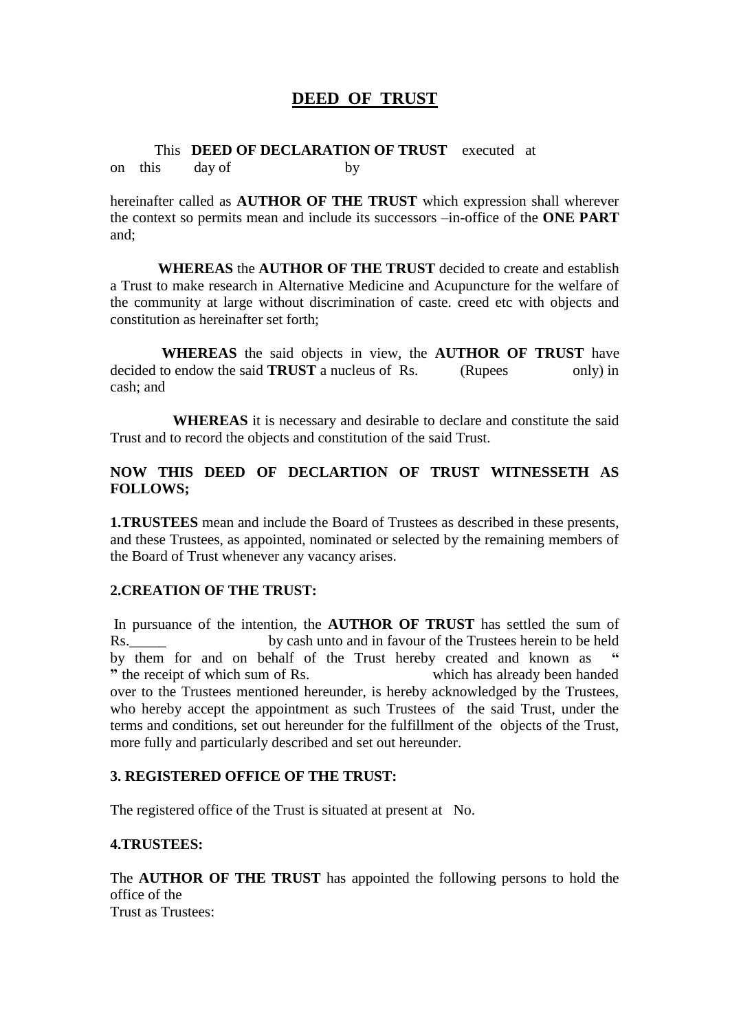# DEED OF TRUST

This **DEED OF DECLARATION OF TRUST** executed at on this day of by

hereinafter called as **AUTHOR OF THE TRUST** which expression shall wherever the context so permits mean and include its successors –in-office of the **ONE PART** and;

**WHEREAS** the **AUTHOR OF THE TRUST** decided to create and establish a Trust to make research in Alternative Medicine and Acupuncture for the welfare of the community at large without discrimination of caste. creed etc with objects and constitution as hereinafter set forth;

**WHEREAS** the said objects in view, the **AUTHOR OF TRUST** have decided to endow the said **TRUST** a nucleus of Rs. (Rupees only) in cash; and

**WHEREAS** it is necessary and desirable to declare and constitute the said Trust and to record the objects and constitution of the said Trust.

**NOW THIS DEED OF DECLARTION OF TRUST WITNESSETH AS FOLLOWS;**

**1.TRUSTEES** mean and include the Board of Trustees as described in these presents, and these Trustees, as appointed, nominated or selected by the remaining members of the Board of Trust whenever any vacancy arises.

**2.CREATION OF THE TRUST:**

In pursuance of the intention, the **AUTHOR OF TRUST** has settled the sum of Rs._____ by cash unto and in favour of the Trustees herein to be held by them for and on behalf of the Trust hereby created and known as **" "** the receipt of which sum of Rs. which has already been handed over to the Trustees mentioned hereunder, is hereby acknowledged by the Trustees, who hereby accept the appointment as such Trustees of the said Trust, under the terms and conditions, set out hereunder for the fulfillment of the objects of the Trust, more fully and particularly described and set out hereunder.

**3. REGISTERED OFFICE OF THE TRUST:**

The registered office of the Trust is situated at present at No.

**4.TRUSTEES:**

The **AUTHOR OF THE TRUST** has appointed the following persons to hold the office of the
Trust as Trustees: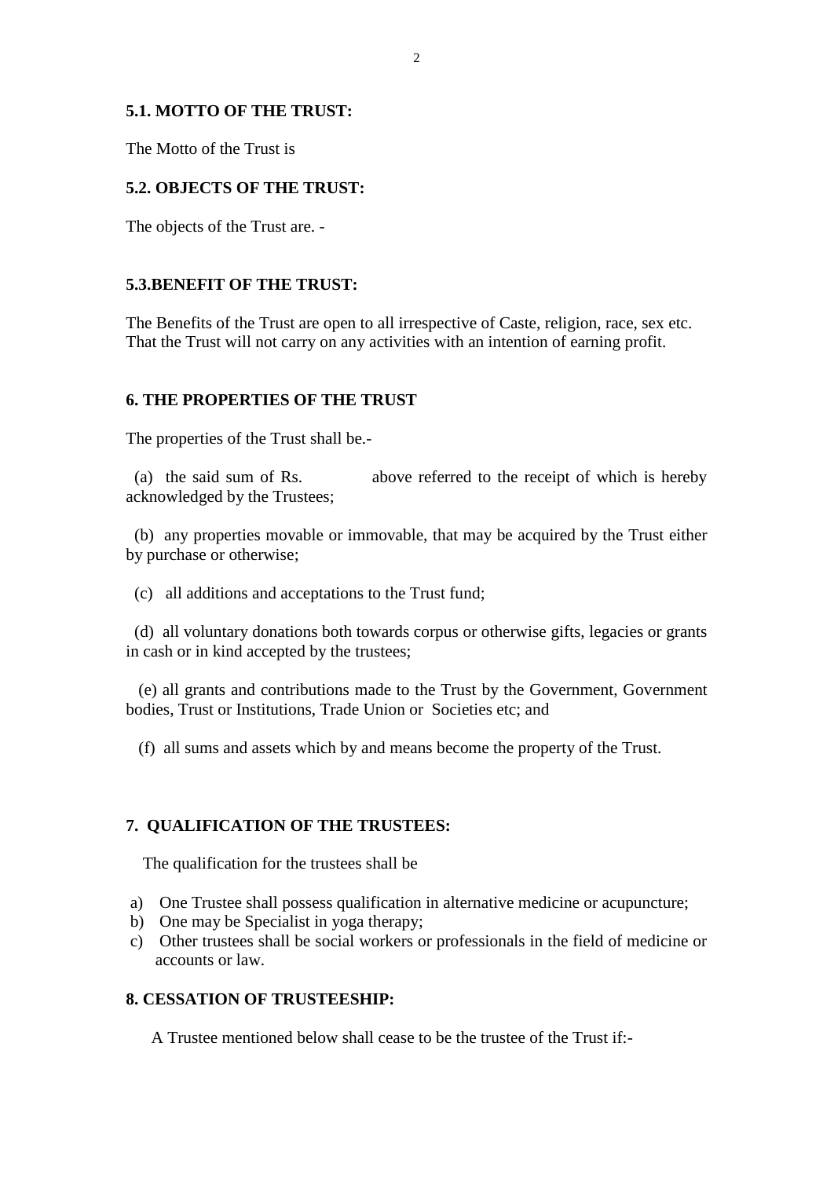**5.1. MOTTO OF THE TRUST:**

The Motto of the Trust is

**5.2. OBJECTS OF THE TRUST:**

The objects of the Trust are. -

**5.3.BENEFIT OF THE TRUST:**

The Benefits of the Trust are open to all irrespective of Caste, religion, race, sex etc. That the Trust will not carry on any activities with an intention of earning profit.

**6. THE PROPERTIES OF THE TRUST**

The properties of the Trust shall be.-

(a) the said sum of Rs.            above referred to the receipt of which is hereby acknowledged by the Trustees;

(b) any properties movable or immovable, that may be acquired by the Trust either by purchase or otherwise;

(c) all additions and acceptations to the Trust fund;

(d) all voluntary donations both towards corpus or otherwise gifts, legacies or grants in cash or in kind accepted by the trustees;

(e) all grants and contributions made to the Trust by the Government, Government bodies, Trust or Institutions, Trade Union or Societies etc; and

(f) all sums and assets which by and means become the property of the Trust.

**7. QUALIFICATION OF THE TRUSTEES:**

The qualification for the trustees shall be

a) One Trustee shall possess qualification in alternative medicine or acupuncture;
b) One may be Specialist in yoga therapy;
c) Other trustees shall be social workers or professionals in the field of medicine or accounts or law.

**8. CESSATION OF TRUSTEESHIP:**

A Trustee mentioned below shall cease to be the trustee of the Trust if:-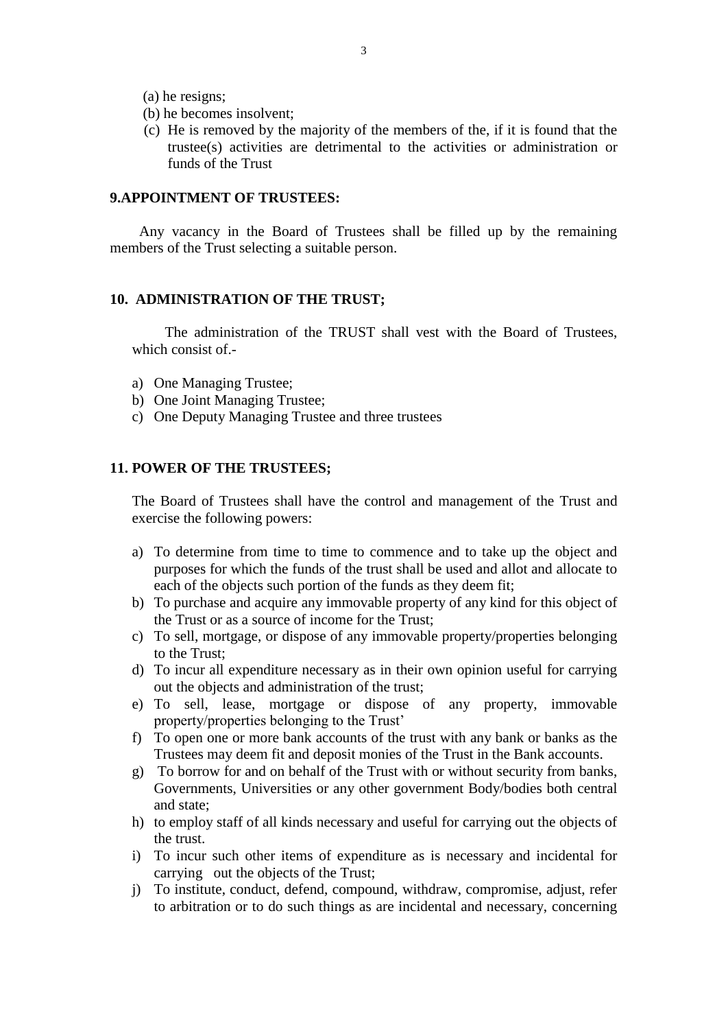(a) he resigns;
(b) he becomes insolvent;
(c) He is removed by the majority of the members of the, if it is found that the trustee(s) activities are detrimental to the activities or administration or funds of the Trust

**9.APPOINTMENT OF TRUSTEES:**

Any vacancy in the Board of Trustees shall be filled up by the remaining members of the Trust selecting a suitable person.

**10. ADMINISTRATION OF THE TRUST;**

The administration of the TRUST shall vest with the Board of Trustees, which consist of.-

a) One Managing Trustee;
b) One Joint Managing Trustee;
c) One Deputy Managing Trustee and three trustees

**11. POWER OF THE TRUSTEES;**

The Board of Trustees shall have the control and management of the Trust and exercise the following powers:

a) To determine from time to time to commence and to take up the object and purposes for which the funds of the trust shall be used and allot and allocate to each of the objects such portion of the funds as they deem fit;
b) To purchase and acquire any immovable property of any kind for this object of the Trust or as a source of income for the Trust;
c) To sell, mortgage, or dispose of any immovable property/properties belonging to the Trust;
d) To incur all expenditure necessary as in their own opinion useful for carrying out the objects and administration of the trust;
e) To sell, lease, mortgage or dispose of any property, immovable property/properties belonging to the Trust'
f) To open one or more bank accounts of the trust with any bank or banks as the Trustees may deem fit and deposit monies of the Trust in the Bank accounts.
g) To borrow for and on behalf of the Trust with or without security from banks, Governments, Universities or any other government Body/bodies both central and state;
h) to employ staff of all kinds necessary and useful for carrying out the objects of the trust.
i) To incur such other items of expenditure as is necessary and incidental for carrying out the objects of the Trust;
j) To institute, conduct, defend, compound, withdraw, compromise, adjust, refer to arbitration or to do such things as are incidental and necessary, concerning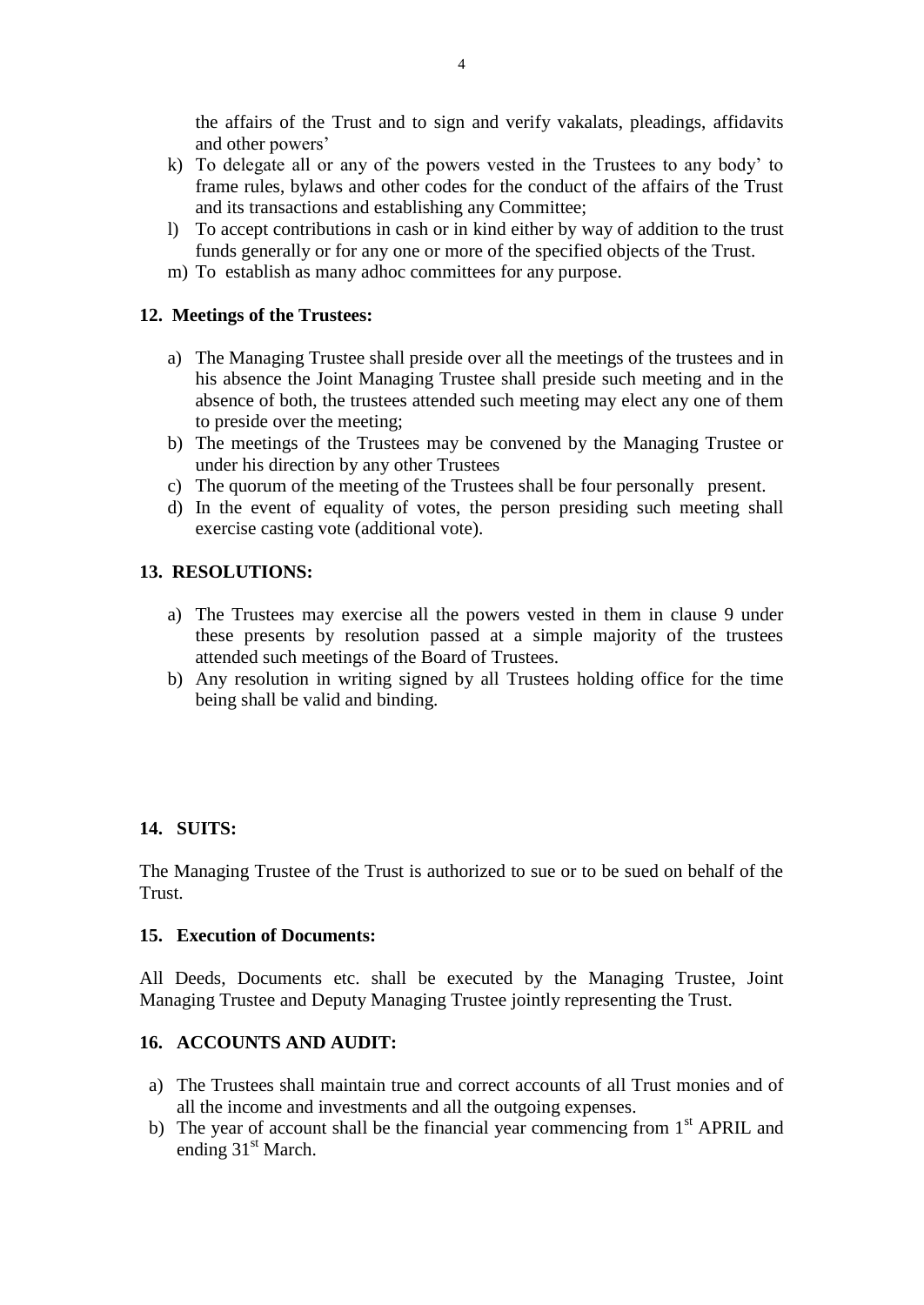the affairs of the Trust and to sign and verify vakalats, pleadings, affidavits and other powers'

k) To delegate all or any of the powers vested in the Trustees to any body' to frame rules, bylaws and other codes for the conduct of the affairs of the Trust and its transactions and establishing any Committee;
l) To accept contributions in cash or in kind either by way of addition to the trust funds generally or for any one or more of the specified objects of the Trust.
m) To establish as many adhoc committees for any purpose.

## 12. Meetings of the Trustees:

a) The Managing Trustee shall preside over all the meetings of the trustees and in his absence the Joint Managing Trustee shall preside such meeting and in the absence of both, the trustees attended such meeting may elect any one of them to preside over the meeting;
b) The meetings of the Trustees may be convened by the Managing Trustee or under his direction by any other Trustees
c) The quorum of the meeting of the Trustees shall be four personally present.
d) In the event of equality of votes, the person presiding such meeting shall exercise casting vote (additional vote).

## 13. RESOLUTIONS:

a) The Trustees may exercise all the powers vested in them in clause 9 under these presents by resolution passed at a simple majority of the trustees attended such meetings of the Board of Trustees.
b) Any resolution in writing signed by all Trustees holding office for the time being shall be valid and binding.

## 14. SUITS:

The Managing Trustee of the Trust is authorized to sue or to be sued on behalf of the Trust.

## 15. Execution of Documents:

All Deeds, Documents etc. shall be executed by the Managing Trustee, Joint Managing Trustee and Deputy Managing Trustee jointly representing the Trust.

## 16. ACCOUNTS AND AUDIT:

a) The Trustees shall maintain true and correct accounts of all Trust monies and of all the income and investments and all the outgoing expenses.
b) The year of account shall be the financial year commencing from 1st APRIL and ending 31st March.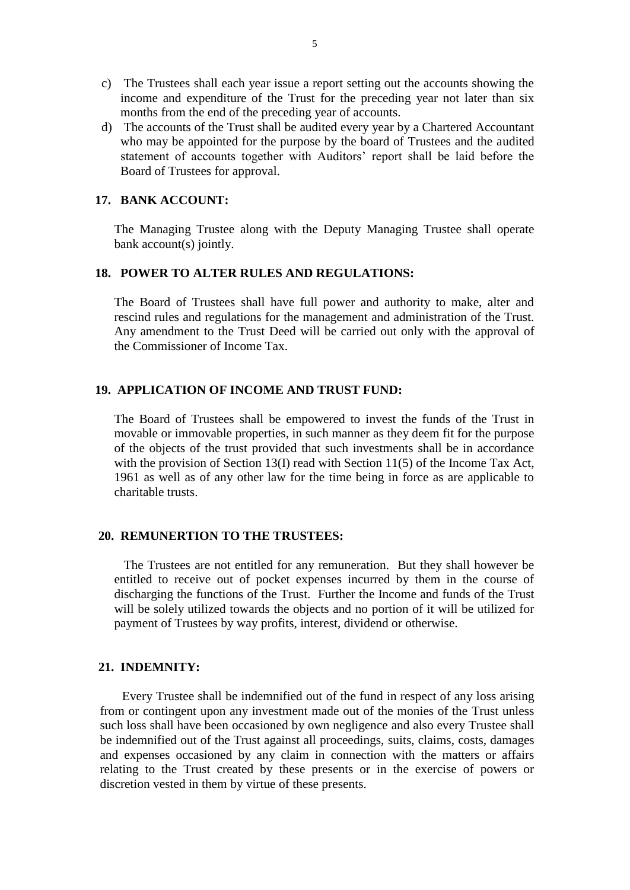c) The Trustees shall each year issue a report setting out the accounts showing the income and expenditure of the Trust for the preceding year not later than six months from the end of the preceding year of accounts.

d) The accounts of the Trust shall be audited every year by a Chartered Accountant who may be appointed for the purpose by the board of Trustees and the audited statement of accounts together with Auditors' report shall be laid before the Board of Trustees for approval.

**17. BANK ACCOUNT:**

The Managing Trustee along with the Deputy Managing Trustee shall operate bank account(s) jointly.

**18. POWER TO ALTER RULES AND REGULATIONS:**

The Board of Trustees shall have full power and authority to make, alter and rescind rules and regulations for the management and administration of the Trust. Any amendment to the Trust Deed will be carried out only with the approval of the Commissioner of Income Tax.

**19. APPLICATION OF INCOME AND TRUST FUND:**

The Board of Trustees shall be empowered to invest the funds of the Trust in movable or immovable properties, in such manner as they deem fit for the purpose of the objects of the trust provided that such investments shall be in accordance with the provision of Section 13(I) read with Section 11(5) of the Income Tax Act, 1961 as well as of any other law for the time being in force as are applicable to charitable trusts.

**20. REMUNERTION TO THE TRUSTEES:**

The Trustees are not entitled for any remuneration. But they shall however be entitled to receive out of pocket expenses incurred by them in the course of discharging the functions of the Trust. Further the Income and funds of the Trust will be solely utilized towards the objects and no portion of it will be utilized for payment of Trustees by way profits, interest, dividend or otherwise.

**21. INDEMNITY:**

Every Trustee shall be indemnified out of the fund in respect of any loss arising from or contingent upon any investment made out of the monies of the Trust unless such loss shall have been occasioned by own negligence and also every Trustee shall be indemnified out of the Trust against all proceedings, suits, claims, costs, damages and expenses occasioned by any claim in connection with the matters or affairs relating to the Trust created by these presents or in the exercise of powers or discretion vested in them by virtue of these presents.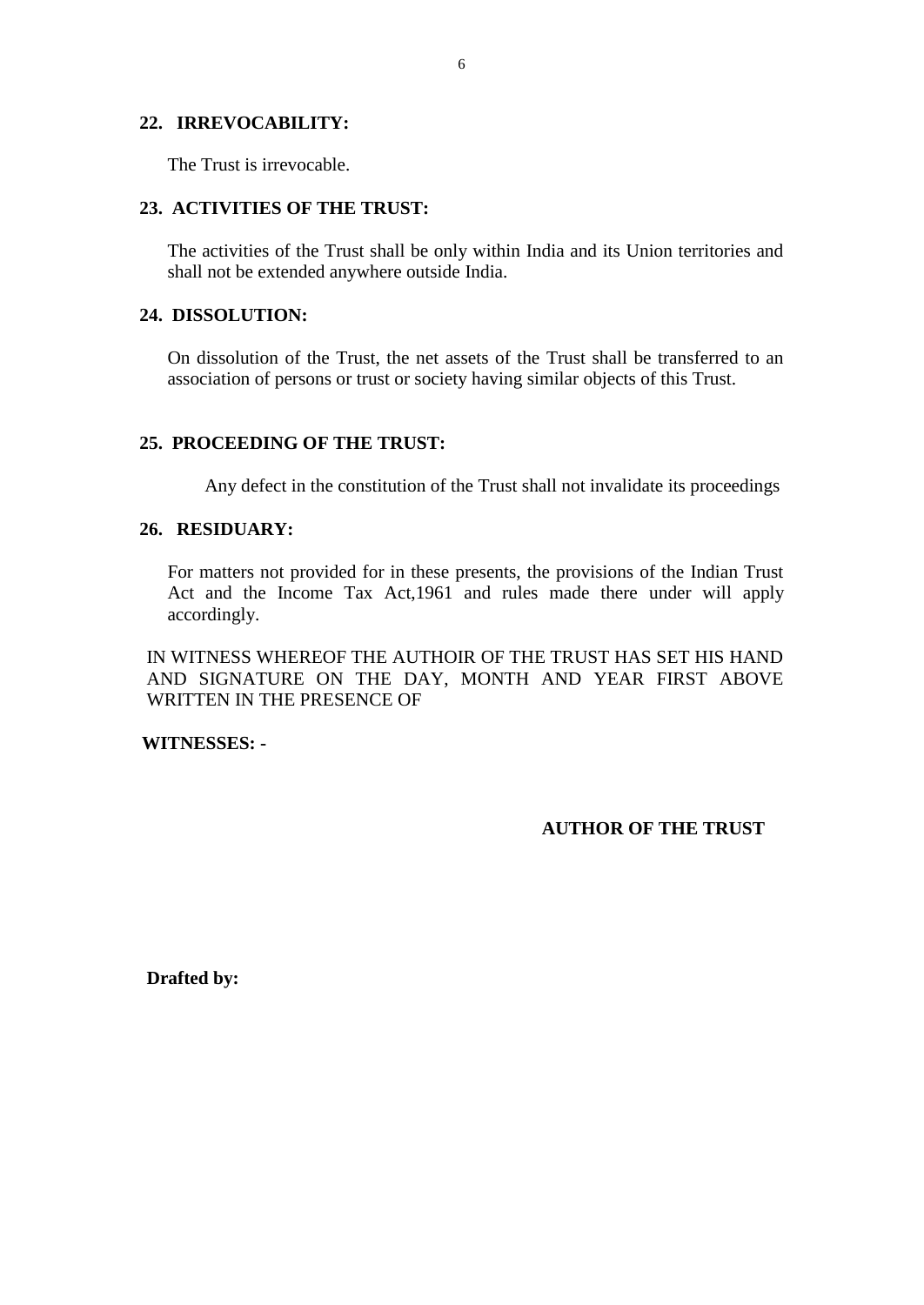**22. IRREVOCABILITY:**

The Trust is irrevocable.

**23. ACTIVITIES OF THE TRUST:**

The activities of the Trust shall be only within India and its Union territories and shall not be extended anywhere outside India.

**24. DISSOLUTION:**

On dissolution of the Trust, the net assets of the Trust shall be transferred to an association of persons or trust or society having similar objects of this Trust.

**25. PROCEEDING OF THE TRUST:**

Any defect in the constitution of the Trust shall not invalidate its proceedings

**26. RESIDUARY:**

For matters not provided for in these presents, the provisions of the Indian Trust Act and the Income Tax Act,1961 and rules made there under will apply accordingly.

IN WITNESS WHEREOF THE AUTHOIR OF THE TRUST HAS SET HIS HAND AND SIGNATURE ON THE DAY, MONTH AND YEAR FIRST ABOVE WRITTEN IN THE PRESENCE OF

**WITNESSES: -**

**AUTHOR OF THE TRUST**

**Drafted by:**